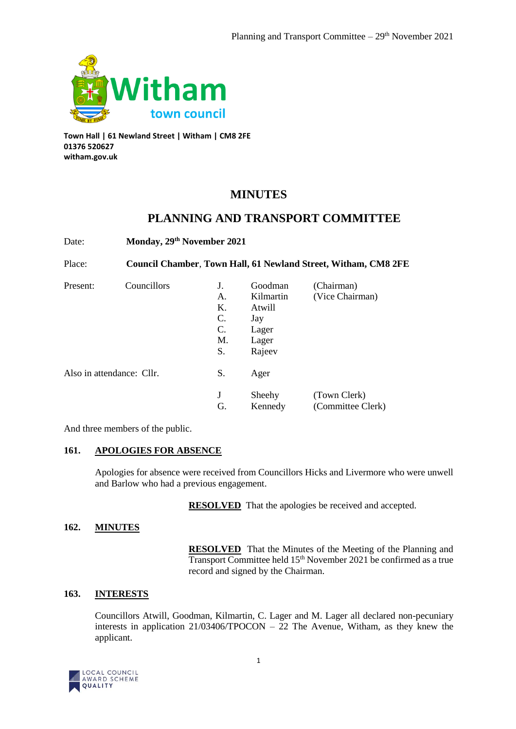Witham town council

**Town Hall | 61 Newland Street | Witham | CM8 2FE**
**01376 520627**
**witham.gov.uk**

# MINUTES

## PLANNING AND TRANSPORT COMMITTEE

Date: **Monday, 29th November 2021**

Place: **Council Chamber, Town Hall, 61 Newland Street, Witham, CM8 2FE**

| Present: | Councillors | J. | Goodman | (Chairman) |
|---|---|---|---|---|
| | | A. | Kilmartin | (Vice Chairman) |
| | | K. | Atwill | |
| | | C. | Jay | |
| | | C. | Lager | |
| | | M. | Lager | |
| | | S. | Rajeev | |
| Also in attendance: Cllr. | | S. | Ager | |
| | | J | Sheehy | (Town Clerk) |
| | | G. | Kennedy | (Committee Clerk) |

And three members of the public.

### 161. APOLOGIES FOR ABSENCE

Apologies for absence were received from Councillors Hicks and Livermore who were unwell and Barlow who had a previous engagement.

**RESOLVED** That the apologies be received and accepted.

### 162. MINUTES

**RESOLVED** That the Minutes of the Meeting of the Planning and Transport Committee held 15th November 2021 be confirmed as a true record and signed by the Chairman.

### 163. INTERESTS

Councillors Atwill, Goodman, Kilmartin, C. Lager and M. Lager all declared non-pecuniary interests in application 21/03406/TPOCON – 22 The Avenue, Witham, as they knew the applicant.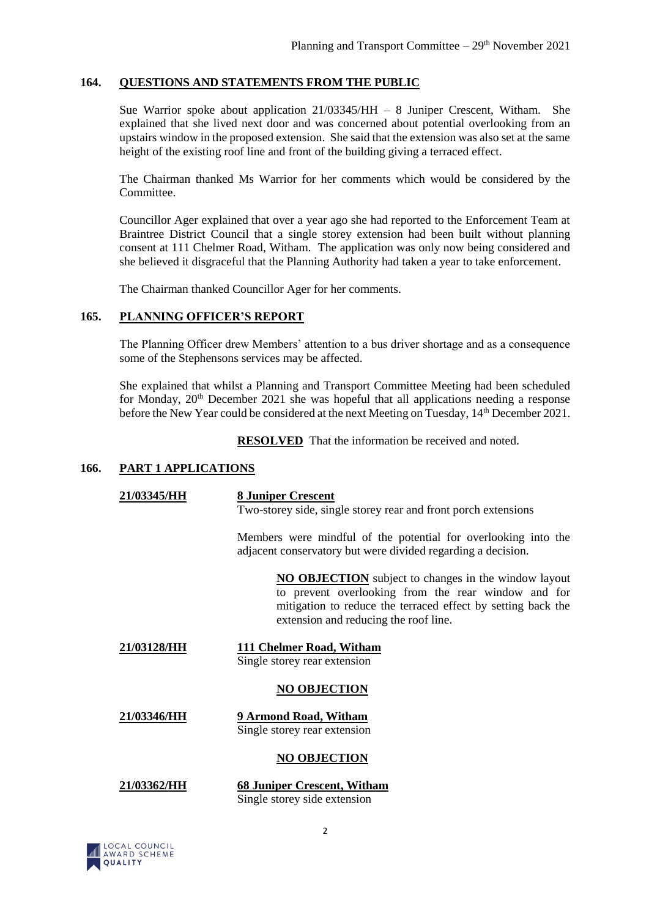## 164. QUESTIONS AND STATEMENTS FROM THE PUBLIC

Sue Warrior spoke about application 21/03345/HH – 8 Juniper Crescent, Witham. She explained that she lived next door and was concerned about potential overlooking from an upstairs window in the proposed extension. She said that the extension was also set at the same height of the existing roof line and front of the building giving a terraced effect.

The Chairman thanked Ms Warrior for her comments which would be considered by the Committee.

Councillor Ager explained that over a year ago she had reported to the Enforcement Team at Braintree District Council that a single storey extension had been built without planning consent at 111 Chelmer Road, Witham. The application was only now being considered and she believed it disgraceful that the Planning Authority had taken a year to take enforcement.

The Chairman thanked Councillor Ager for her comments.

## 165. PLANNING OFFICER'S REPORT

The Planning Officer drew Members' attention to a bus driver shortage and as a consequence some of the Stephensons services may be affected.

She explained that whilst a Planning and Transport Committee Meeting had been scheduled for Monday, 20th December 2021 she was hopeful that all applications needing a response before the New Year could be considered at the next Meeting on Tuesday, 14th December 2021.

**RESOLVED** That the information be received and noted.

## 166. PART 1 APPLICATIONS

**21/03345/HH** — **8 Juniper Crescent**
Two-storey side, single storey rear and front porch extensions

Members were mindful of the potential for overlooking into the adjacent conservatory but were divided regarding a decision.

**NO OBJECTION** subject to changes in the window layout to prevent overlooking from the rear window and for mitigation to reduce the terraced effect by setting back the extension and reducing the roof line.

**21/03128/HH** — **111 Chelmer Road, Witham**
Single storey rear extension

**NO OBJECTION**

**21/03346/HH** — **9 Armond Road, Witham**
Single storey rear extension

**NO OBJECTION**

**21/03362/HH** — **68 Juniper Crescent, Witham**
Single storey side extension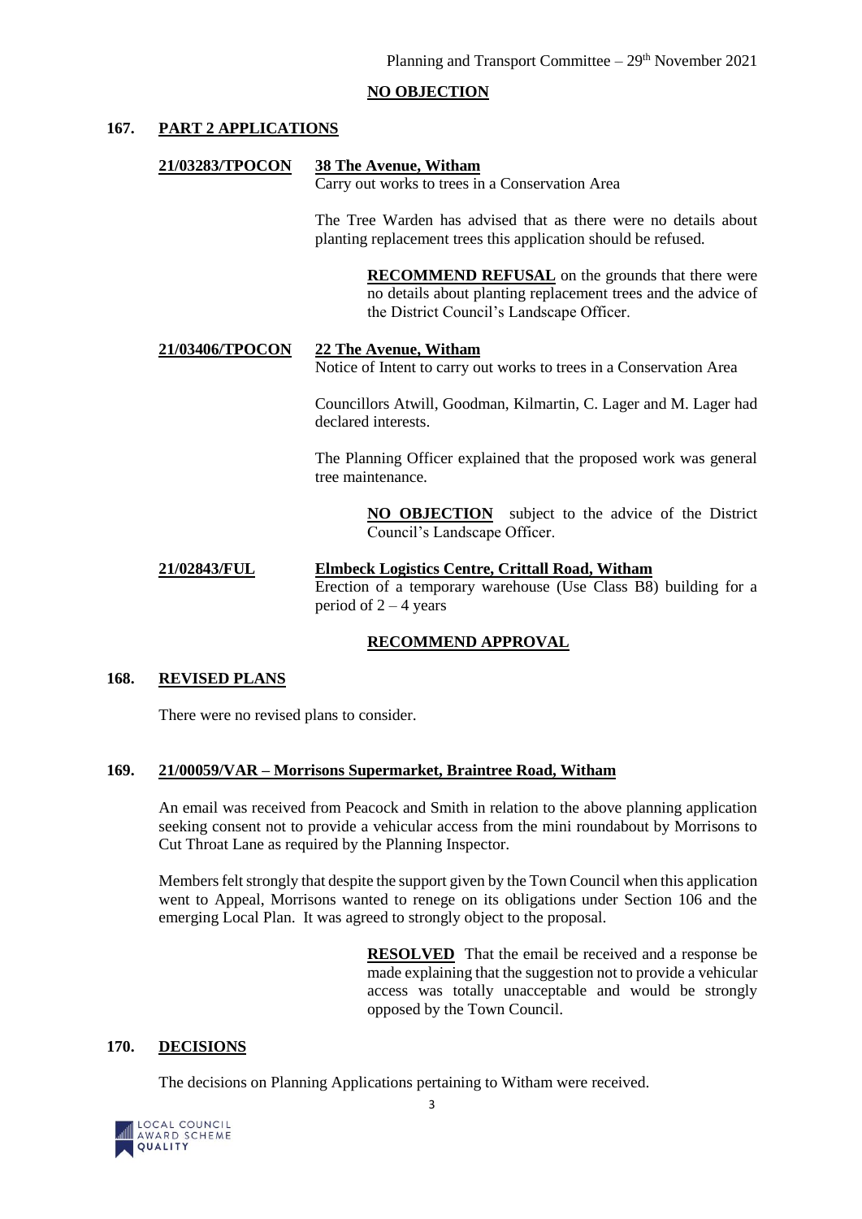**NO OBJECTION**

## 167. PART 2 APPLICATIONS

**21/03283/TPOCON** **38 The Avenue, Witham**
Carry out works to trees in a Conservation Area

The Tree Warden has advised that as there were no details about planting replacement trees this application should be refused.

> **RECOMMEND REFUSAL** on the grounds that there were no details about planting replacement trees and the advice of the District Council's Landscape Officer.

**21/03406/TPOCON** **22 The Avenue, Witham**
Notice of Intent to carry out works to trees in a Conservation Area

Councillors Atwill, Goodman, Kilmartin, C. Lager and M. Lager had declared interests.

The Planning Officer explained that the proposed work was general tree maintenance.

> **NO OBJECTION** subject to the advice of the District Council's Landscape Officer.

**21/02843/FUL** **Elmbeck Logistics Centre, Crittall Road, Witham**
Erection of a temporary warehouse (Use Class B8) building for a period of 2 – 4 years

**RECOMMEND APPROVAL**

## 168. REVISED PLANS

There were no revised plans to consider.

## 169. 21/00059/VAR – Morrisons Supermarket, Braintree Road, Witham

An email was received from Peacock and Smith in relation to the above planning application seeking consent not to provide a vehicular access from the mini roundabout by Morrisons to Cut Throat Lane as required by the Planning Inspector.

Members felt strongly that despite the support given by the Town Council when this application went to Appeal, Morrisons wanted to renege on its obligations under Section 106 and the emerging Local Plan. It was agreed to strongly object to the proposal.

> **RESOLVED** That the email be received and a response be made explaining that the suggestion not to provide a vehicular access was totally unacceptable and would be strongly opposed by the Town Council.

## 170. DECISIONS

The decisions on Planning Applications pertaining to Witham were received.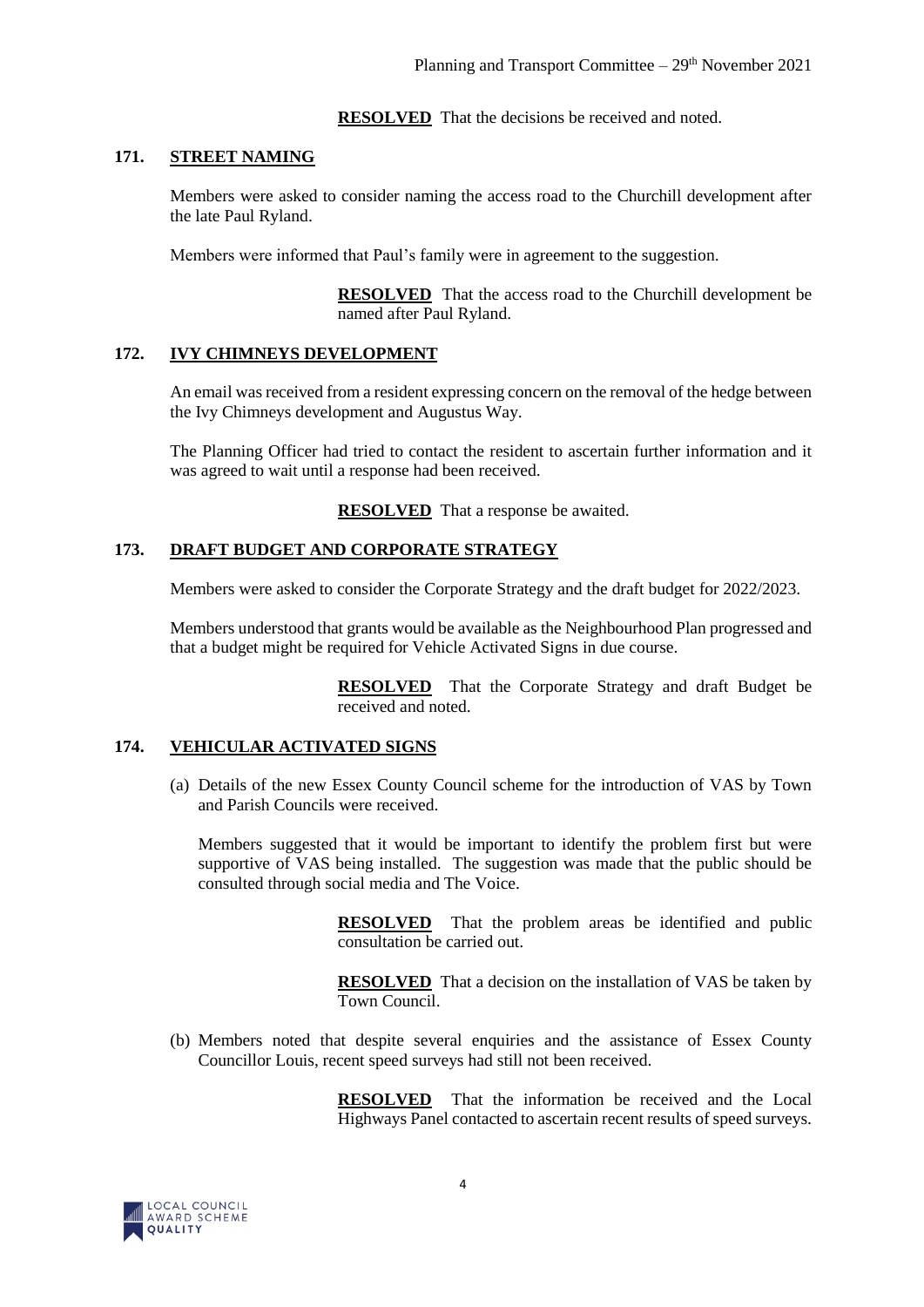**RESOLVED** That the decisions be received and noted.

## 171. STREET NAMING

Members were asked to consider naming the access road to the Churchill development after the late Paul Ryland.

Members were informed that Paul's family were in agreement to the suggestion.

**RESOLVED** That the access road to the Churchill development be named after Paul Ryland.

## 172. IVY CHIMNEYS DEVELOPMENT

An email was received from a resident expressing concern on the removal of the hedge between the Ivy Chimneys development and Augustus Way.

The Planning Officer had tried to contact the resident to ascertain further information and it was agreed to wait until a response had been received.

**RESOLVED** That a response be awaited.

## 173. DRAFT BUDGET AND CORPORATE STRATEGY

Members were asked to consider the Corporate Strategy and the draft budget for 2022/2023.

Members understood that grants would be available as the Neighbourhood Plan progressed and that a budget might be required for Vehicle Activated Signs in due course.

**RESOLVED** That the Corporate Strategy and draft Budget be received and noted.

## 174. VEHICULAR ACTIVATED SIGNS

(a) Details of the new Essex County Council scheme for the introduction of VAS by Town and Parish Councils were received.

Members suggested that it would be important to identify the problem first but were supportive of VAS being installed. The suggestion was made that the public should be consulted through social media and The Voice.

**RESOLVED** That the problem areas be identified and public consultation be carried out.

**RESOLVED** That a decision on the installation of VAS be taken by Town Council.

(b) Members noted that despite several enquiries and the assistance of Essex County Councillor Louis, recent speed surveys had still not been received.

**RESOLVED** That the information be received and the Local Highways Panel contacted to ascertain recent results of speed surveys.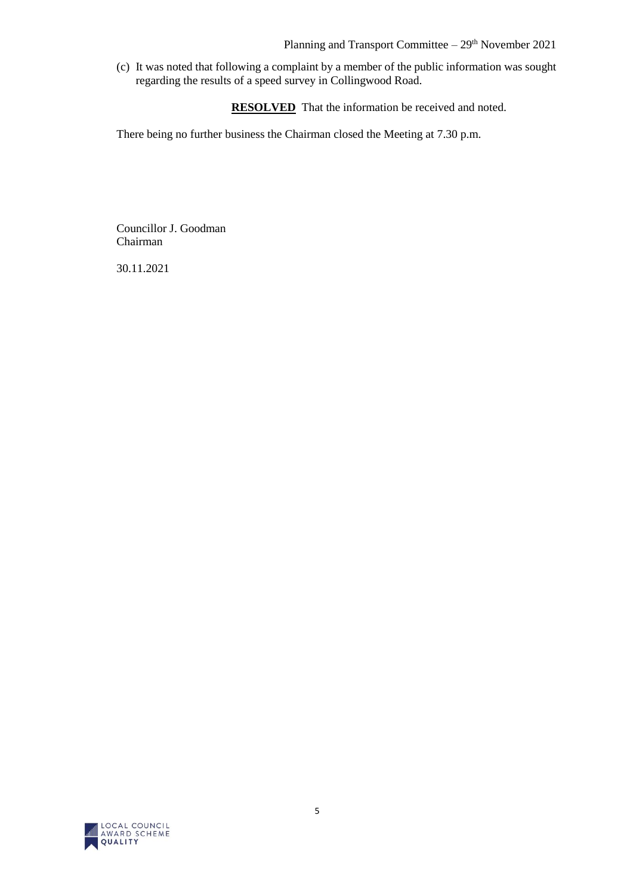(c) It was noted that following a complaint by a member of the public information was sought regarding the results of a speed survey in Collingwood Road.

**RESOLVED** That the information be received and noted.

There being no further business the Chairman closed the Meeting at 7.30 p.m.

Councillor J. Goodman
Chairman

30.11.2021